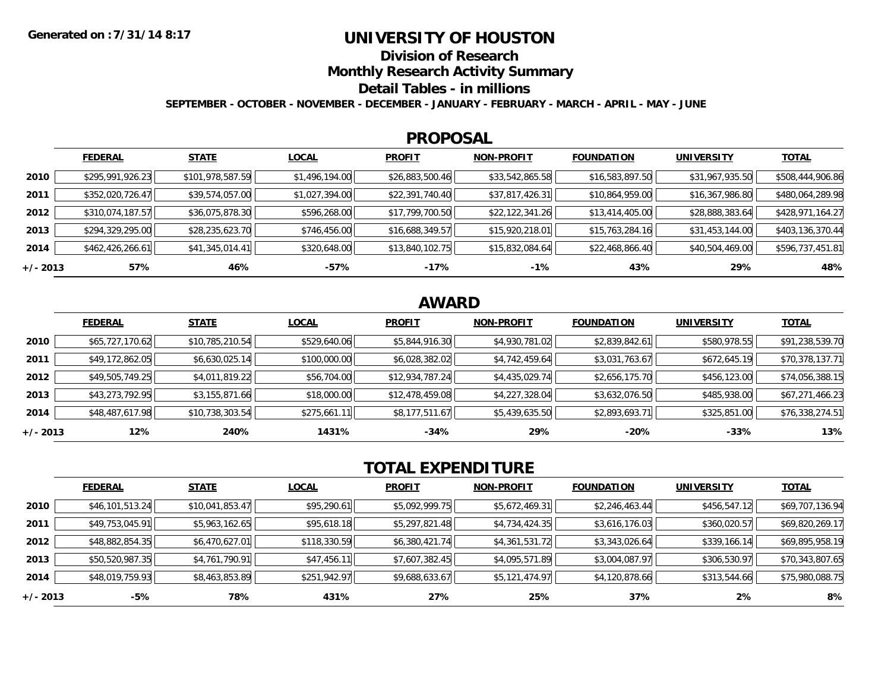Generated on :7/31/14 8:17

# UNIVERSITY OF HOUSTON

## Division of Research

## Monthly Research Activity Summary

## Detail Tables - in millions

**SEPTEMBER - OCTOBER - NOVEMBER - DECEMBER - JANUARY - FEBRUARY - MARCH - APRIL - MAY - JUNE**

## PROPOSAL

| | FEDERAL | STATE | LOCAL | PROFIT | NON-PROFIT | FOUNDATION | UNIVERSITY | TOTAL |
|---|---|---|---|---|---|---|---|---|
| **2010** | $295,991,926.23 | $101,978,587.59 | $1,496,194.00 | $26,883,500.46 | $33,542,865.58 | $16,583,897.50 | $31,967,935.50 | $508,444,906.86 |
| **2011** | $352,020,726.47 | $39,574,057.00 | $1,027,394.00 | $22,391,740.40 | $37,817,426.31 | $10,864,959.00 | $16,367,986.80 | $480,064,289.98 |
| **2012** | $310,074,187.57 | $36,075,878.30 | $596,268.00 | $17,799,700.50 | $22,122,341.26 | $13,414,405.00 | $28,888,383.64 | $428,971,164.27 |
| **2013** | $294,329,295.00 | $28,235,623.70 | $746,456.00 | $16,688,349.57 | $15,920,218.01 | $15,763,284.16 | $31,453,144.00 | $403,136,370.44 |
| **2014** | $462,426,266.61 | $41,345,014.41 | $320,648.00 | $13,840,102.75 | $15,832,084.64 | $22,468,866.40 | $40,504,469.00 | $596,737,451.81 |
| **+/- 2013** | **57%** | **46%** | **-57%** | **-17%** | **-1%** | **43%** | **29%** | **48%** |

## AWARD

| | FEDERAL | STATE | LOCAL | PROFIT | NON-PROFIT | FOUNDATION | UNIVERSITY | TOTAL |
|---|---|---|---|---|---|---|---|---|
| **2010** | $65,727,170.62 | $10,785,210.54 | $529,640.06 | $5,844,916.30 | $4,930,781.02 | $2,839,842.61 | $580,978.55 | $91,238,539.70 |
| **2011** | $49,172,862.05 | $6,630,025.14 | $100,000.00 | $6,028,382.02 | $4,742,459.64 | $3,031,763.67 | $672,645.19 | $70,378,137.71 |
| **2012** | $49,505,749.25 | $4,011,819.22 | $56,704.00 | $12,934,787.24 | $4,435,029.74 | $2,656,175.70 | $456,123.00 | $74,056,388.15 |
| **2013** | $43,273,792.95 | $3,155,871.66 | $18,000.00 | $12,478,459.08 | $4,227,328.04 | $3,632,076.50 | $485,938.00 | $67,271,466.23 |
| **2014** | $48,487,617.98 | $10,738,303.54 | $275,661.11 | $8,177,511.67 | $5,439,635.50 | $2,893,693.71 | $325,851.00 | $76,338,274.51 |
| **+/- 2013** | **12%** | **240%** | **1431%** | **-34%** | **29%** | **-20%** | **-33%** | **13%** |

## TOTAL EXPENDITURE

| | FEDERAL | STATE | LOCAL | PROFIT | NON-PROFIT | FOUNDATION | UNIVERSITY | TOTAL |
|---|---|---|---|---|---|---|---|---|
| **2010** | $46,101,513.24 | $10,041,853.47 | $95,290.61 | $5,092,999.75 | $5,672,469.31 | $2,246,463.44 | $456,547.12 | $69,707,136.94 |
| **2011** | $49,753,045.91 | $5,963,162.65 | $95,618.18 | $5,297,821.48 | $4,734,424.35 | $3,616,176.03 | $360,020.57 | $69,820,269.17 |
| **2012** | $48,882,854.35 | $6,470,627.01 | $118,330.59 | $6,380,421.74 | $4,361,531.72 | $3,343,026.64 | $339,166.14 | $69,895,958.19 |
| **2013** | $50,520,987.35 | $4,761,790.91 | $47,456.11 | $7,607,382.45 | $4,095,571.89 | $3,004,087.97 | $306,530.97 | $70,343,807.65 |
| **2014** | $48,019,759.93 | $8,463,853.89 | $251,942.97 | $9,688,633.67 | $5,121,474.97 | $4,120,878.66 | $313,544.66 | $75,980,088.75 |
| **+/- 2013** | **-5%** | **78%** | **431%** | **27%** | **25%** | **37%** | **2%** | **8%** |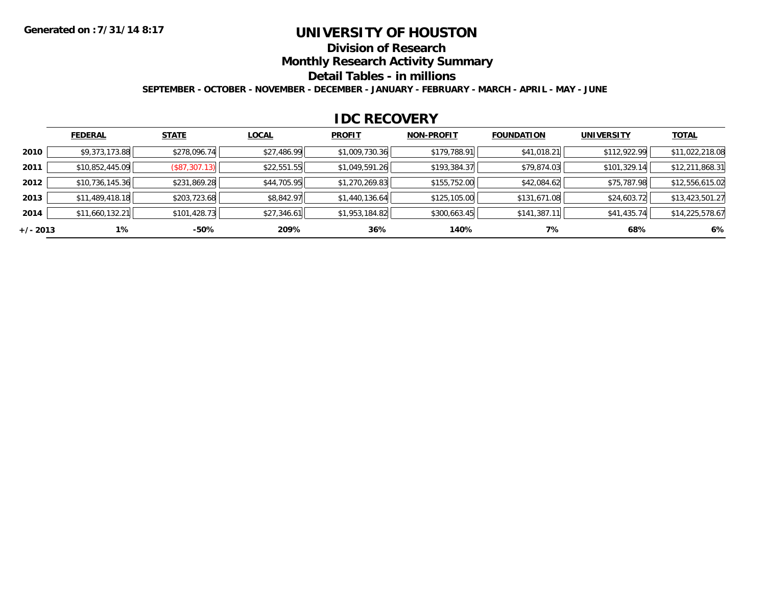Generated on :7/31/14 8:17

# UNIVERSITY OF HOUSTON

## Division of Research

## Monthly Research Activity Summary

## Detail Tables - in millions

**SEPTEMBER - OCTOBER - NOVEMBER - DECEMBER - JANUARY - FEBRUARY - MARCH - APRIL - MAY - JUNE**

## IDC RECOVERY

| | FEDERAL | STATE | LOCAL | PROFIT | NON-PROFIT | FOUNDATION | UNIVERSITY | TOTAL |
|---|---|---|---|---|---|---|---|---|
| **2010** | $9,373,173.88 | $278,096.74 | $27,486.99 | $1,009,730.36 | $179,788.91 | $41,018.21 | $112,922.99 | $11,022,218.08 |
| **2011** | $10,852,445.09 | ($87,307.13) | $22,551.55 | $1,049,591.26 | $193,384.37 | $79,874.03 | $101,329.14 | $12,211,868.31 |
| **2012** | $10,736,145.36 | $231,869.28 | $44,705.95 | $1,270,269.83 | $155,752.00 | $42,084.62 | $75,787.98 | $12,556,615.02 |
| **2013** | $11,489,418.18 | $203,723.68 | $8,842.97 | $1,440,136.64 | $125,105.00 | $131,671.08 | $24,603.72 | $13,423,501.27 |
| **2014** | $11,660,132.21 | $101,428.73 | $27,346.61 | $1,953,184.82 | $300,663.45 | $141,387.11 | $41,435.74 | $14,225,578.67 |
| **+/- 2013** | **1%** | **-50%** | **209%** | **36%** | **140%** | **7%** | **68%** | **6%** |